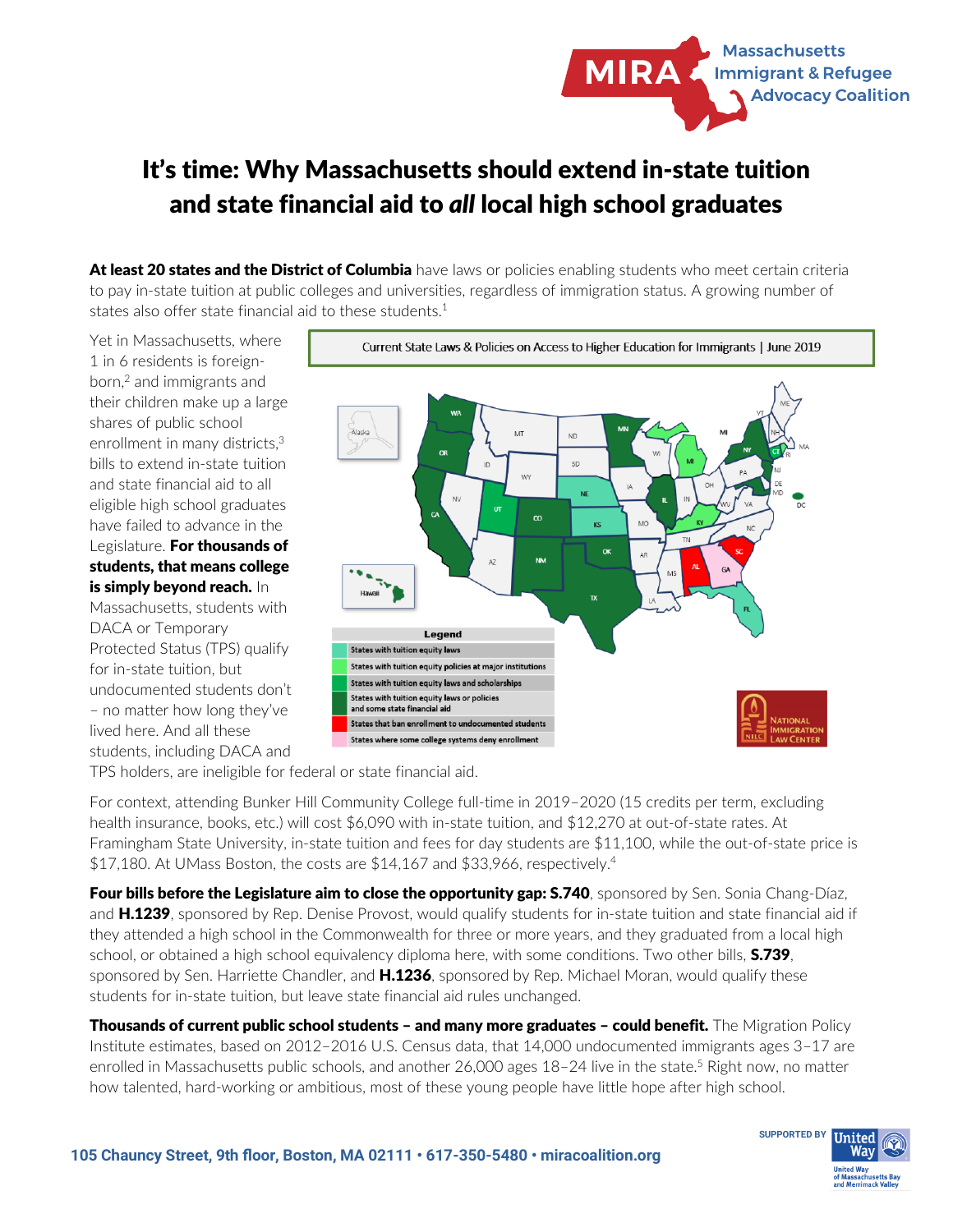# It's time: Why Massachusetts should extend in-state tuition and state financial aid to *all* local high school graduates

**At least 20 states and the District of Columbia** have laws or policies enabling students who meet certain criteria to pay in-state tuition at public colleges and universities, regardless of immigration status. A growing number of states also offer state financial aid to these students.[1]

Yet in Massachusetts, where 1 in 6 residents is foreign-born,[2] and immigrants and their children make up a large shares of public school enrollment in many districts,[3] bills to extend in-state tuition and state financial aid to all eligible high school graduates have failed to advance in the Legislature. **For thousands of students, that means college is simply beyond reach.** In Massachusetts, students with DACA or Temporary Protected Status (TPS) qualify for in-state tuition, but undocumented students don't – no matter how long they've lived here. And all these students, including DACA and TPS holders, are ineligible for federal or state financial aid.

Current State Laws & Policies on Access to Higher Education for Immigrants | June 2019

Legend
- States with tuition equity laws
- States with tuition equity policies at major institutions
- States with tuition equity laws and scholarships
- States with tuition equity laws or policies and some state financial aid
- States that ban enrollment to undocumented students
- States where some college systems deny enrollment

For context, attending Bunker Hill Community College full-time in 2019–2020 (15 credits per term, excluding health insurance, books, etc.) will cost $6,090 with in-state tuition, and $12,270 at out-of-state rates. At Framingham State University, in-state tuition and fees for day students are $11,100, while the out-of-state price is $17,180. At UMass Boston, the costs are $14,167 and $33,966, respectively.[4]

**Four bills before the Legislature aim to close the opportunity gap: S.740**, sponsored by Sen. Sonia Chang-Díaz, and **H.1239**, sponsored by Rep. Denise Provost, would qualify students for in-state tuition and state financial aid if they attended a high school in the Commonwealth for three or more years, and they graduated from a local high school, or obtained a high school equivalency diploma here, with some conditions. Two other bills, **S.739**, sponsored by Sen. Harriette Chandler, and **H.1236**, sponsored by Rep. Michael Moran, would qualify these students for in-state tuition, but leave state financial aid rules unchanged.

**Thousands of current public school students – and many more graduates – could benefit.** The Migration Policy Institute estimates, based on 2012–2016 U.S. Census data, that 14,000 undocumented immigrants ages 3–17 are enrolled in Massachusetts public schools, and another 26,000 ages 18–24 live in the state.[5] Right now, no matter how talented, hard-working or ambitious, most of these young people have little hope after high school.

105 Chauncy Street, 9th floor, Boston, MA 02111 • 617-350-5480 • miracoalition.org

SUPPORTED BY United Way of Massachusetts Bay and Merrimack Valley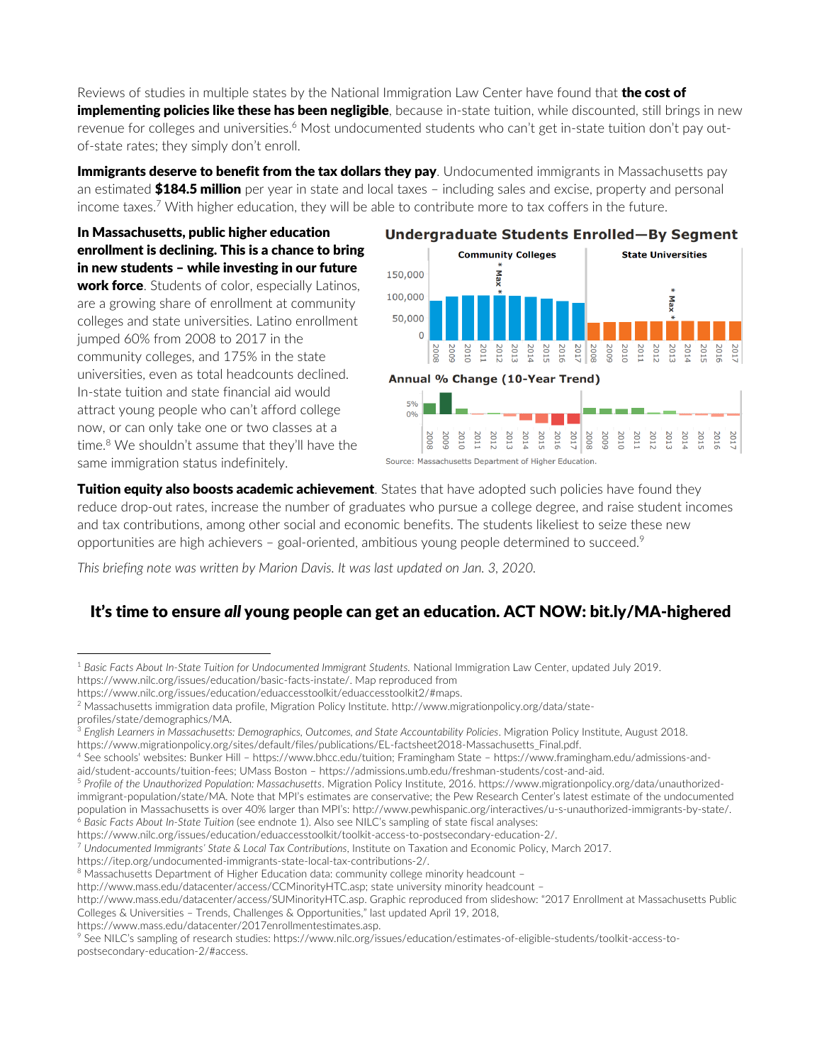Reviews of studies in multiple states by the National Immigration Law Center have found that **the cost of implementing policies like these has been negligible**, because in-state tuition, while discounted, still brings in new revenue for colleges and universities.[6] Most undocumented students who can't get in-state tuition don't pay out-of-state rates; they simply don't enroll.

**Immigrants deserve to benefit from the tax dollars they pay**. Undocumented immigrants in Massachusetts pay an estimated **$184.5 million** per year in state and local taxes – including sales and excise, property and personal income taxes.[7] With higher education, they will be able to contribute more to tax coffers in the future.

**In Massachusetts, public higher education enrollment is declining. This is a chance to bring in new students – while investing in our future work force**. Students of color, especially Latinos, are a growing share of enrollment at community colleges and state universities. Latino enrollment jumped 60% from 2008 to 2017 in the community colleges, and 175% in the state universities, even as total headcounts declined. In-state tuition and state financial aid would attract young people who can't afford college now, or can only take one or two classes at a time.[8] We shouldn't assume that they'll have the same immigration status indefinitely.

**Undergraduate Students Enrolled—By Segment**

Community Colleges

State Universities

150,000
100,000
50,000
0

* Max *

* Max *

2008 2009 2010 2011 2012 2013 2014 2015 2016 2017 2008 2009 2010 2011 2012 2013 2014 2015 2016 2017

**Annual % Change (10-Year Trend)**

5%
0%

2008 2009 2010 2011 2012 2013 2014 2015 2016 2017 2008 2009 2010 2011 2012 2013 2014 2015 2016 2017

Source: Massachusetts Department of Higher Education.

**Tuition equity also boosts academic achievement**. States that have adopted such policies have found they reduce drop-out rates, increase the number of graduates who pursue a college degree, and raise student incomes and tax contributions, among other social and economic benefits. The students likeliest to seize these new opportunities are high achievers – goal-oriented, ambitious young people determined to succeed.[9]

*This briefing note was written by Marion Davis. It was last updated on Jan. 3, 2020.*

## It's time to ensure *all* young people can get an education. ACT NOW: bit.ly/MA-highered

---

[1] *Basic Facts About In-State Tuition for Undocumented Immigrant Students.* National Immigration Law Center, updated July 2019. https://www.nilc.org/issues/education/basic-facts-instate/. Map reproduced from https://www.nilc.org/issues/education/eduaccesstoolkit/eduaccesstoolkit2/#maps.

[2] Massachusetts immigration data profile, Migration Policy Institute. http://www.migrationpolicy.org/data/state-profiles/state/demographics/MA.

[3] *English Learners in Massachusetts: Demographics, Outcomes, and State Accountability Policies*. Migration Policy Institute, August 2018. https://www.migrationpolicy.org/sites/default/files/publications/EL-factsheet2018-Massachusetts_Final.pdf.

[4] See schools' websites: Bunker Hill – https://www.bhcc.edu/tuition; Framingham State – https://www.framingham.edu/admissions-and-aid/student-accounts/tuition-fees; UMass Boston – https://admissions.umb.edu/freshman-students/cost-and-aid.

[5] *Profile of the Unauthorized Population: Massachusetts*. Migration Policy Institute, 2016. https://www.migrationpolicy.org/data/unauthorized-immigrant-population/state/MA. Note that MPI's estimates are conservative; the Pew Research Center's latest estimate of the undocumented population in Massachusetts is over 40% larger than MPI's: http://www.pewhispanic.org/interactives/u-s-unauthorized-immigrants-by-state/.

[6] *Basic Facts About In-State Tuition* (see endnote 1). Also see NILC's sampling of state fiscal analyses: https://www.nilc.org/issues/education/eduaccesstoolkit/toolkit-access-to-postsecondary-education-2/.

[7] *Undocumented Immigrants' State & Local Tax Contributions*, Institute on Taxation and Economic Policy, March 2017. https://itep.org/undocumented-immigrants-state-local-tax-contributions-2/.

[8] Massachusetts Department of Higher Education data: community college minority headcount – http://www.mass.edu/datacenter/access/CCMinorityHTC.asp; state university minority headcount – http://www.mass.edu/datacenter/access/SUMinorityHTC.asp. Graphic reproduced from slideshow: "2017 Enrollment at Massachusetts Public Colleges & Universities – Trends, Challenges & Opportunities," last updated April 19, 2018, https://www.mass.edu/datacenter/2017enrollmentestimates.asp.

[9] See NILC's sampling of research studies: https://www.nilc.org/issues/education/estimates-of-eligible-students/toolkit-access-to-postsecondary-education-2/#access.